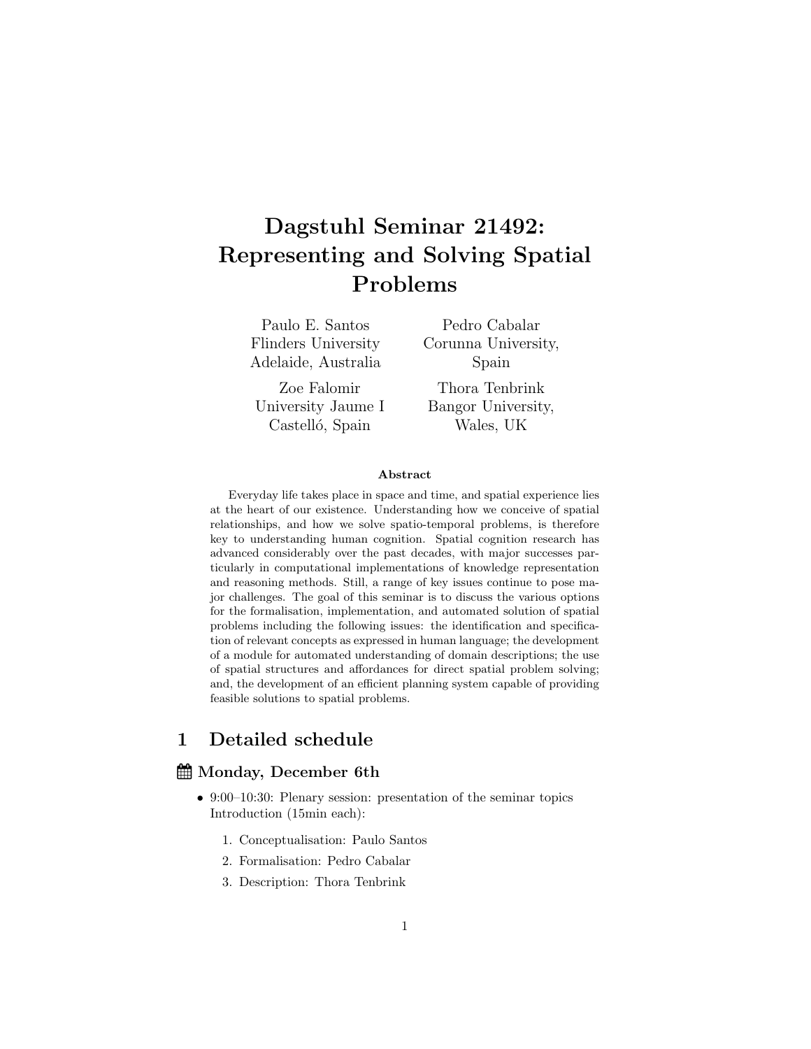# Dagstuhl Seminar 21492: Representing and Solving Spatial Problems

Paulo E. Santos
Flinders University
Adelaide, Australia

Pedro Cabalar
Corunna University,
Spain

Zoe Falomir
University Jaume I
Castelló, Spain

Thora Tenbrink
Bangor University,
Wales, UK

**Abstract**

Everyday life takes place in space and time, and spatial experience lies at the heart of our existence. Understanding how we conceive of spatial relationships, and how we solve spatio-temporal problems, is therefore key to understanding human cognition. Spatial cognition research has advanced considerably over the past decades, with major successes particularly in computational implementations of knowledge representation and reasoning methods. Still, a range of key issues continue to pose major challenges. The goal of this seminar is to discuss the various options for the formalisation, implementation, and automated solution of spatial problems including the following issues: the identification and specification of relevant concepts as expressed in human language; the development of a module for automated understanding of domain descriptions; the use of spatial structures and affordances for direct spatial problem solving; and, the development of an efficient planning system capable of providing feasible solutions to spatial problems.

## 1 Detailed schedule

### Monday, December 6th

- 9:00–10:30: Plenary session: presentation of the seminar topics Introduction (15min each):
  1. Conceptualisation: Paulo Santos
  2. Formalisation: Pedro Cabalar
  3. Description: Thora Tenbrink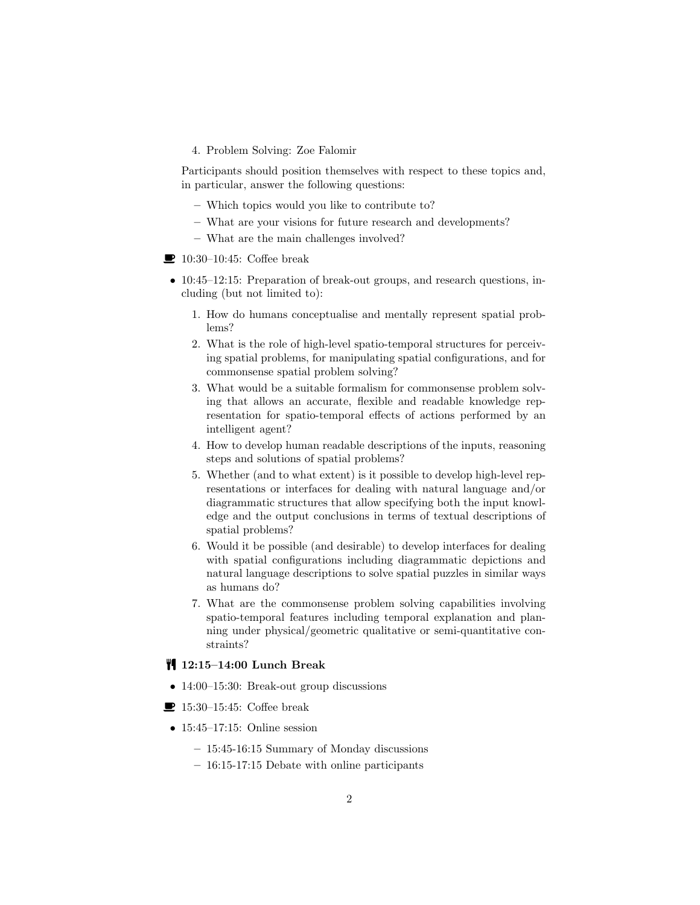4. Problem Solving: Zoe Falomir

Participants should position themselves with respect to these topics and, in particular, answer the following questions:

- Which topics would you like to contribute to?
- What are your visions for future research and developments?
- What are the main challenges involved?

☕ 10:30–10:45: Coffee break

- 10:45–12:15: Preparation of break-out groups, and research questions, including (but not limited to):

  1. How do humans conceptualise and mentally represent spatial problems?
  2. What is the role of high-level spatio-temporal structures for perceiving spatial problems, for manipulating spatial configurations, and for commonsense spatial problem solving?
  3. What would be a suitable formalism for commonsense problem solving that allows an accurate, flexible and readable knowledge representation for spatio-temporal effects of actions performed by an intelligent agent?
  4. How to develop human readable descriptions of the inputs, reasoning steps and solutions of spatial problems?
  5. Whether (and to what extent) is it possible to develop high-level representations or interfaces for dealing with natural language and/or diagrammatic structures that allow specifying both the input knowledge and the output conclusions in terms of textual descriptions of spatial problems?
  6. Would it be possible (and desirable) to develop interfaces for dealing with spatial configurations including diagrammatic depictions and natural language descriptions to solve spatial puzzles in similar ways as humans do?
  7. What are the commonsense problem solving capabilities involving spatio-temporal features including temporal explanation and planning under physical/geometric qualitative or semi-quantitative constraints?

🍴 **12:15–14:00 Lunch Break**

- 14:00–15:30: Break-out group discussions

☕ 15:30–15:45: Coffee break

- 15:45–17:15: Online session
  - 15:45-16:15 Summary of Monday discussions
  - 16:15-17:15 Debate with online participants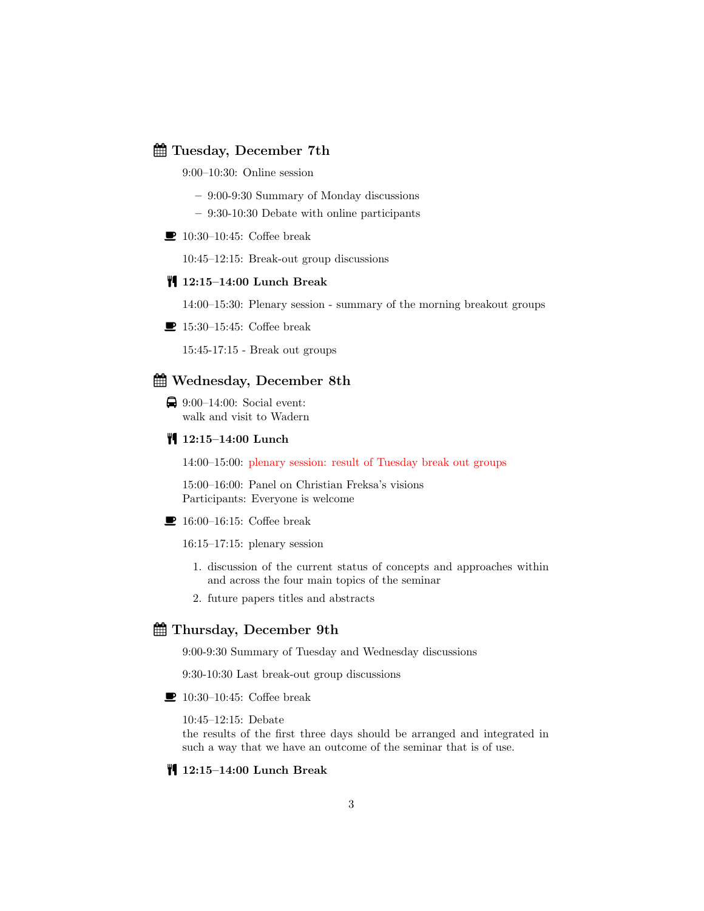## Tuesday, December 7th

9:00–10:30: Online session

- 9:00-9:30 Summary of Monday discussions
- 9:30-10:30 Debate with online participants

10:30–10:45: Coffee break

10:45–12:15: Break-out group discussions

**12:15–14:00 Lunch Break**

14:00–15:30: Plenary session - summary of the morning breakout groups

15:30–15:45: Coffee break

15:45-17:15 - Break out groups

## Wednesday, December 8th

9:00–14:00: Social event:
walk and visit to Wadern

**12:15–14:00 Lunch**

14:00–15:00: plenary session: result of Tuesday break out groups

15:00–16:00: Panel on Christian Freksa's visions
Participants: Everyone is welcome

16:00–16:15: Coffee break

16:15–17:15: plenary session

1. discussion of the current status of concepts and approaches within and across the four main topics of the seminar
2. future papers titles and abstracts

## Thursday, December 9th

9:00-9:30 Summary of Tuesday and Wednesday discussions

9:30-10:30 Last break-out group discussions

10:30–10:45: Coffee break

10:45–12:15: Debate
the results of the first three days should be arranged and integrated in such a way that we have an outcome of the seminar that is of use.

**12:15–14:00 Lunch Break**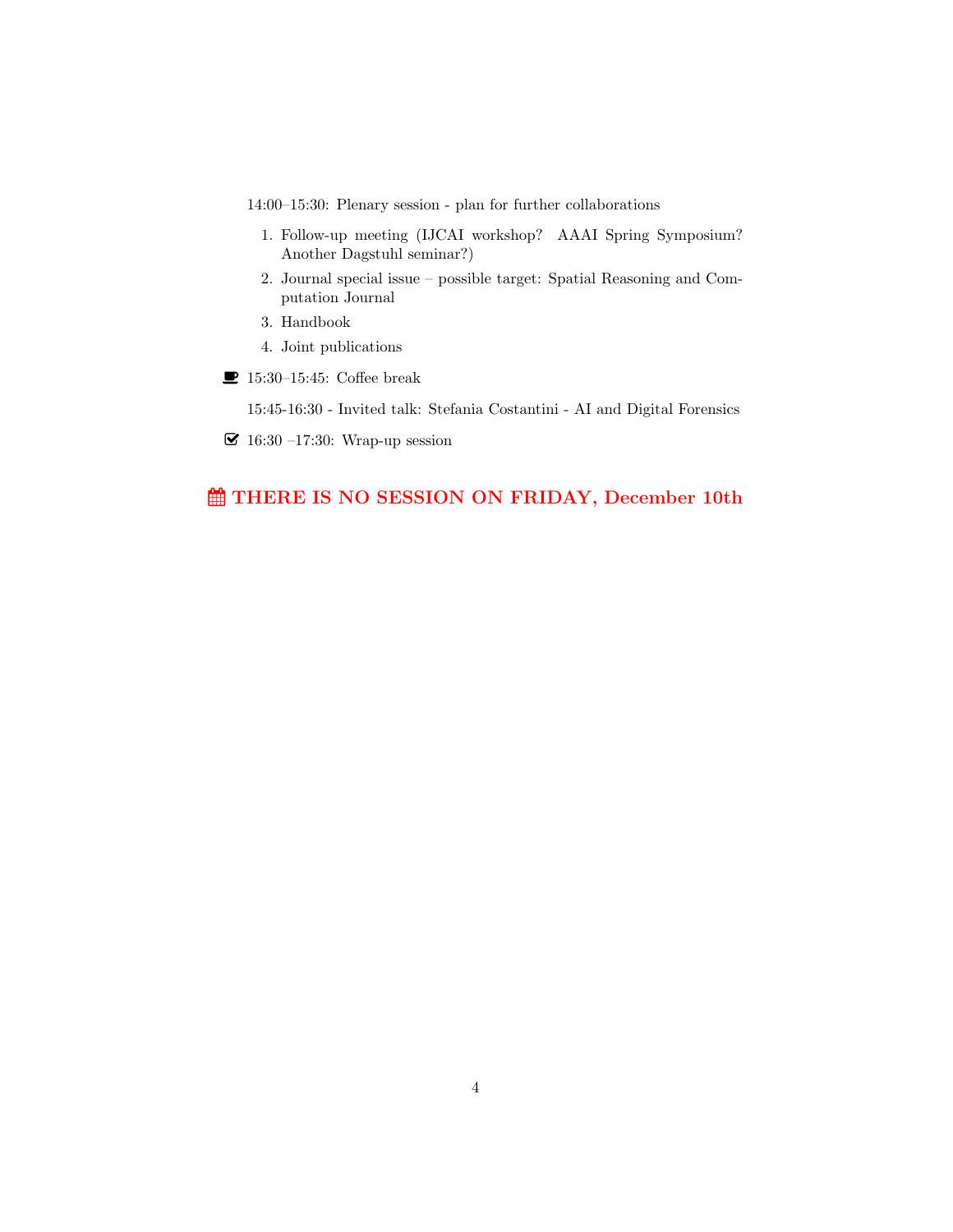14:00–15:30: Plenary session - plan for further collaborations

1. Follow-up meeting (IJCAI workshop? AAAI Spring Symposium? Another Dagstuhl seminar?)
2. Journal special issue – possible target: Spatial Reasoning and Computation Journal
3. Handbook
4. Joint publications

15:30–15:45: Coffee break

15:45-16:30 - Invited talk: Stefania Costantini - AI and Digital Forensics

16:30 –17:30: Wrap-up session

**THERE IS NO SESSION ON FRIDAY, December 10th**